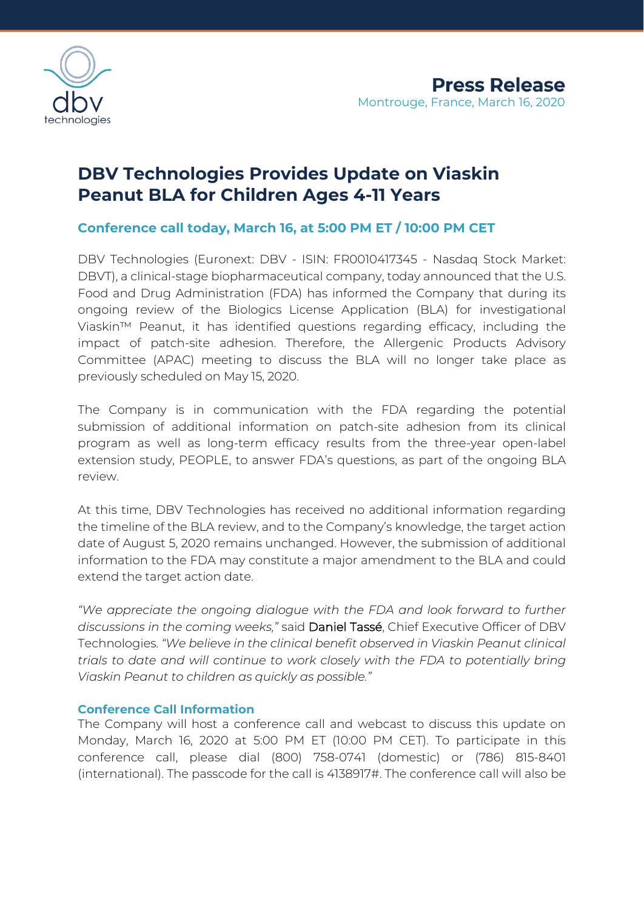**Press Release**
Montrouge, France, March 16, 2020

# DBV Technologies Provides Update on Viaskin Peanut BLA for Children Ages 4-11 Years

### Conference call today, March 16, at 5:00 PM ET / 10:00 PM CET

DBV Technologies (Euronext: DBV - ISIN: FR0010417345 - Nasdaq Stock Market: DBVT), a clinical-stage biopharmaceutical company, today announced that the U.S. Food and Drug Administration (FDA) has informed the Company that during its ongoing review of the Biologics License Application (BLA) for investigational Viaskin™ Peanut, it has identified questions regarding efficacy, including the impact of patch-site adhesion. Therefore, the Allergenic Products Advisory Committee (APAC) meeting to discuss the BLA will no longer take place as previously scheduled on May 15, 2020.

The Company is in communication with the FDA regarding the potential submission of additional information on patch-site adhesion from its clinical program as well as long-term efficacy results from the three-year open-label extension study, PEOPLE, to answer FDA's questions, as part of the ongoing BLA review.

At this time, DBV Technologies has received no additional information regarding the timeline of the BLA review, and to the Company's knowledge, the target action date of August 5, 2020 remains unchanged. However, the submission of additional information to the FDA may constitute a major amendment to the BLA and could extend the target action date.

*"We appreciate the ongoing dialogue with the FDA and look forward to further discussions in the coming weeks,"* said Daniel Tassé, Chief Executive Officer of DBV Technologies. *"We believe in the clinical benefit observed in Viaskin Peanut clinical trials to date and will continue to work closely with the FDA to potentially bring Viaskin Peanut to children as quickly as possible."*

### Conference Call Information

The Company will host a conference call and webcast to discuss this update on Monday, March 16, 2020 at 5:00 PM ET (10:00 PM CET). To participate in this conference call, please dial (800) 758-0741 (domestic) or (786) 815-8401 (international). The passcode for the call is 4138917#. The conference call will also be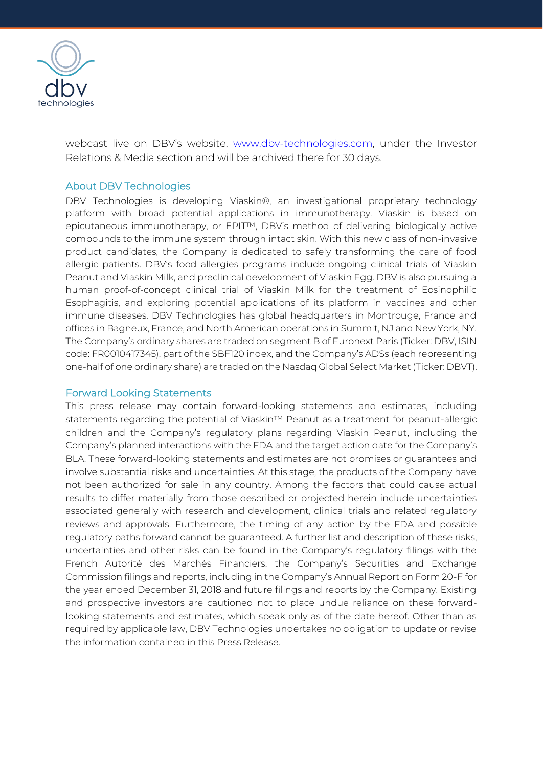webcast live on DBV's website, www.dbv-technologies.com, under the Investor Relations & Media section and will be archived there for 30 days.

## About DBV Technologies

DBV Technologies is developing Viaskin®, an investigational proprietary technology platform with broad potential applications in immunotherapy. Viaskin is based on epicutaneous immunotherapy, or EPIT™, DBV's method of delivering biologically active compounds to the immune system through intact skin. With this new class of non-invasive product candidates, the Company is dedicated to safely transforming the care of food allergic patients. DBV's food allergies programs include ongoing clinical trials of Viaskin Peanut and Viaskin Milk, and preclinical development of Viaskin Egg. DBV is also pursuing a human proof-of-concept clinical trial of Viaskin Milk for the treatment of Eosinophilic Esophagitis, and exploring potential applications of its platform in vaccines and other immune diseases. DBV Technologies has global headquarters in Montrouge, France and offices in Bagneux, France, and North American operations in Summit, NJ and New York, NY. The Company's ordinary shares are traded on segment B of Euronext Paris (Ticker: DBV, ISIN code: FR0010417345), part of the SBF120 index, and the Company's ADSs (each representing one-half of one ordinary share) are traded on the Nasdaq Global Select Market (Ticker: DBVT).

## Forward Looking Statements

This press release may contain forward-looking statements and estimates, including statements regarding the potential of Viaskin™ Peanut as a treatment for peanut-allergic children and the Company's regulatory plans regarding Viaskin Peanut, including the Company's planned interactions with the FDA and the target action date for the Company's BLA. These forward-looking statements and estimates are not promises or guarantees and involve substantial risks and uncertainties. At this stage, the products of the Company have not been authorized for sale in any country. Among the factors that could cause actual results to differ materially from those described or projected herein include uncertainties associated generally with research and development, clinical trials and related regulatory reviews and approvals. Furthermore, the timing of any action by the FDA and possible regulatory paths forward cannot be guaranteed. A further list and description of these risks, uncertainties and other risks can be found in the Company's regulatory filings with the French Autorité des Marchés Financiers, the Company's Securities and Exchange Commission filings and reports, including in the Company's Annual Report on Form 20-F for the year ended December 31, 2018 and future filings and reports by the Company. Existing and prospective investors are cautioned not to place undue reliance on these forward-looking statements and estimates, which speak only as of the date hereof. Other than as required by applicable law, DBV Technologies undertakes no obligation to update or revise the information contained in this Press Release.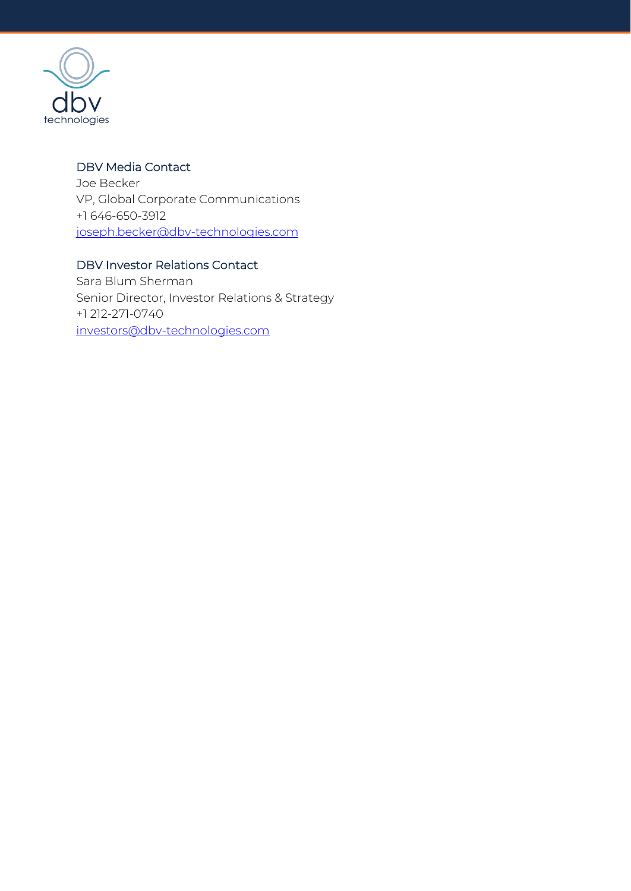DBV Media Contact
Joe Becker
VP, Global Corporate Communications
+1 646-650-3912
joseph.becker@dbv-technologies.com

DBV Investor Relations Contact
Sara Blum Sherman
Senior Director, Investor Relations & Strategy
+1 212-271-0740
investors@dbv-technologies.com